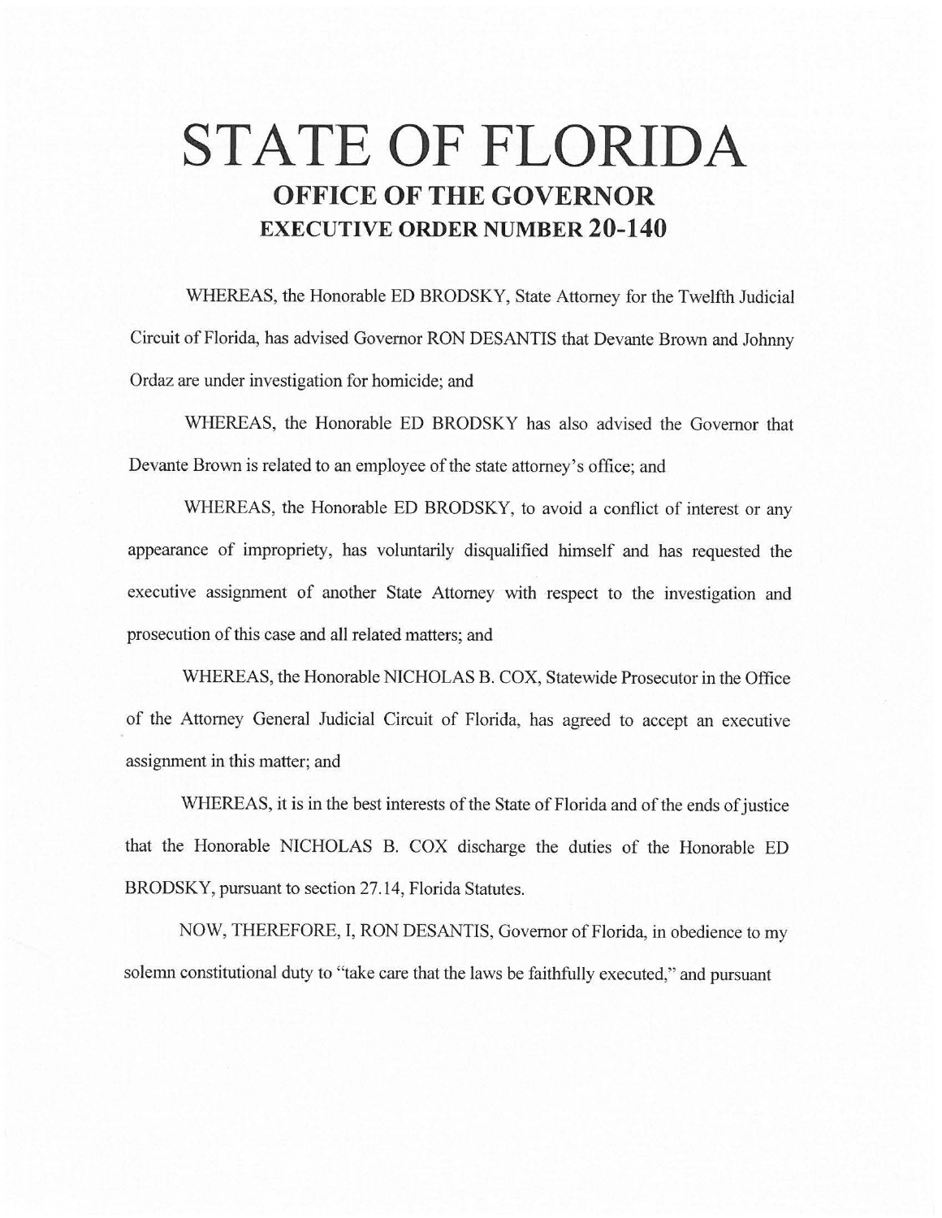# STATE OF FLORIDA

## OFFICE OF THE GOVERNOR

## EXECUTIVE ORDER NUMBER 20-140

WHEREAS, the Honorable ED BRODSKY, State Attorney for the Twelfth Judicial Circuit of Florida, has advised Governor RON DESANTIS that Devante Brown and Johnny Ordaz are under investigation for homicide; and

WHEREAS, the Honorable ED BRODSKY has also advised the Governor that Devante Brown is related to an employee of the state attorney's office; and

WHEREAS, the Honorable ED BRODSKY, to avoid a conflict of interest or any appearance of impropriety, has voluntarily disqualified himself and has requested the executive assignment of another State Attorney with respect to the investigation and prosecution of this case and all related matters; and

WHEREAS, the Honorable NICHOLAS B. COX, Statewide Prosecutor in the Office of the Attorney General Judicial Circuit of Florida, has agreed to accept an executive assignment in this matter; and

WHEREAS, it is in the best interests of the State of Florida and of the ends of justice that the Honorable NICHOLAS B. COX discharge the duties of the Honorable ED BRODSKY, pursuant to section 27.14, Florida Statutes.

NOW, THEREFORE, I, RON DESANTIS, Governor of Florida, in obedience to my solemn constitutional duty to "take care that the laws be faithfully executed," and pursuant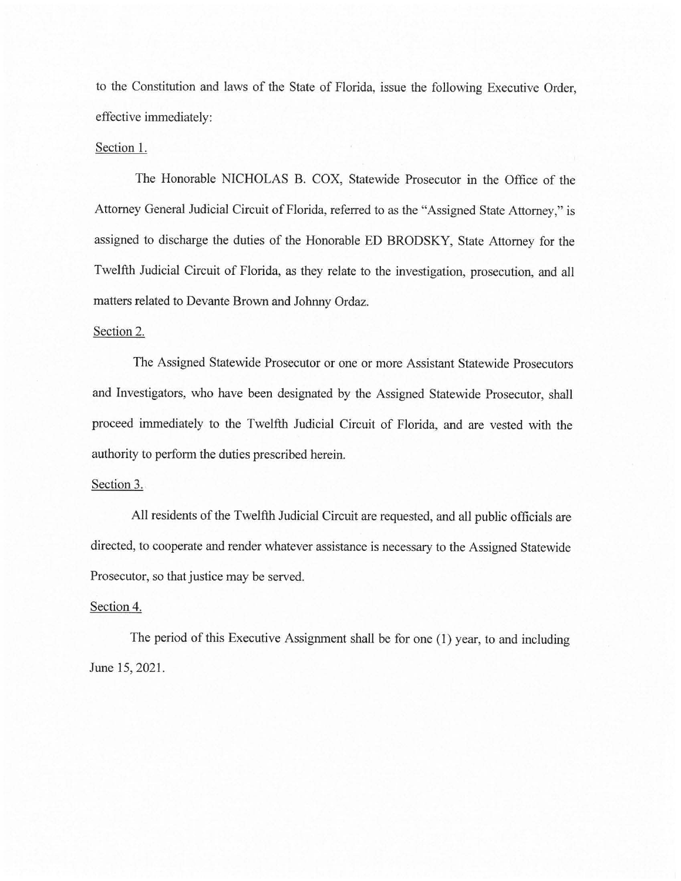to the Constitution and laws of the State of Florida, issue the following Executive Order, effective immediately:

Section 1.

The Honorable NICHOLAS B. COX, Statewide Prosecutor in the Office of the Attorney General Judicial Circuit of Florida, referred to as the "Assigned State Attorney," is assigned to discharge the duties of the Honorable ED BRODSKY, State Attorney for the Twelfth Judicial Circuit of Florida, as they relate to the investigation, prosecution, and all matters related to Devante Brown and Johnny Ordaz.

Section 2.

The Assigned Statewide Prosecutor or one or more Assistant Statewide Prosecutors and Investigators, who have been designated by the Assigned Statewide Prosecutor, shall proceed immediately to the Twelfth Judicial Circuit of Florida, and are vested with the authority to perform the duties prescribed herein.

Section 3.

All residents of the Twelfth Judicial Circuit are requested, and all public officials are directed, to cooperate and render whatever assistance is necessary to the Assigned Statewide Prosecutor, so that justice may be served.

Section 4.

The period of this Executive Assignment shall be for one (1) year, to and including June 15, 2021.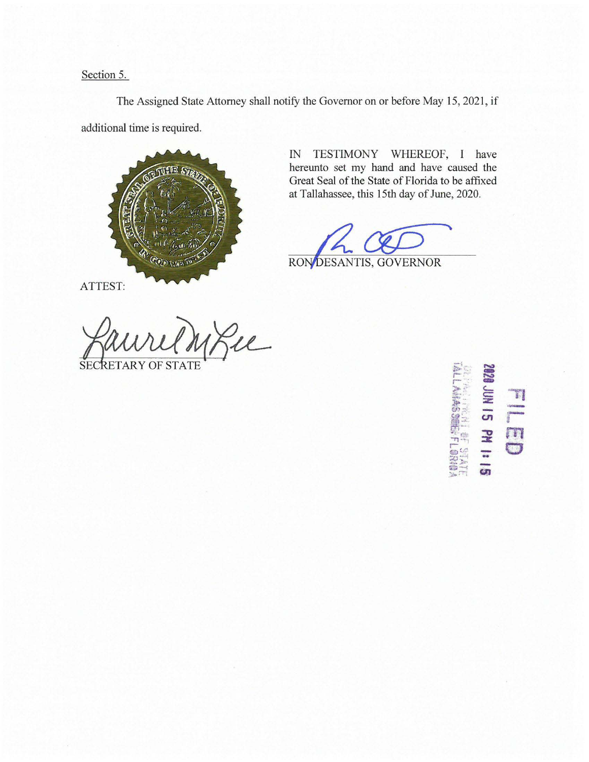Section 5.

The Assigned State Attorney shall notify the Governor on or before May 15, 2021, if additional time is required.

IN TESTIMONY WHEREOF, I have hereunto set my hand and have caused the Great Seal of the State of Florida to be affixed at Tallahassee, this 15th day of June, 2020.

RON DESANTIS, GOVERNOR

ATTEST:

SECRETARY OF STATE

FILED

2020 JUN 15 PM 1:15

DEPARTMENT OF STATE
TALLAHASSEE, FLORIDA